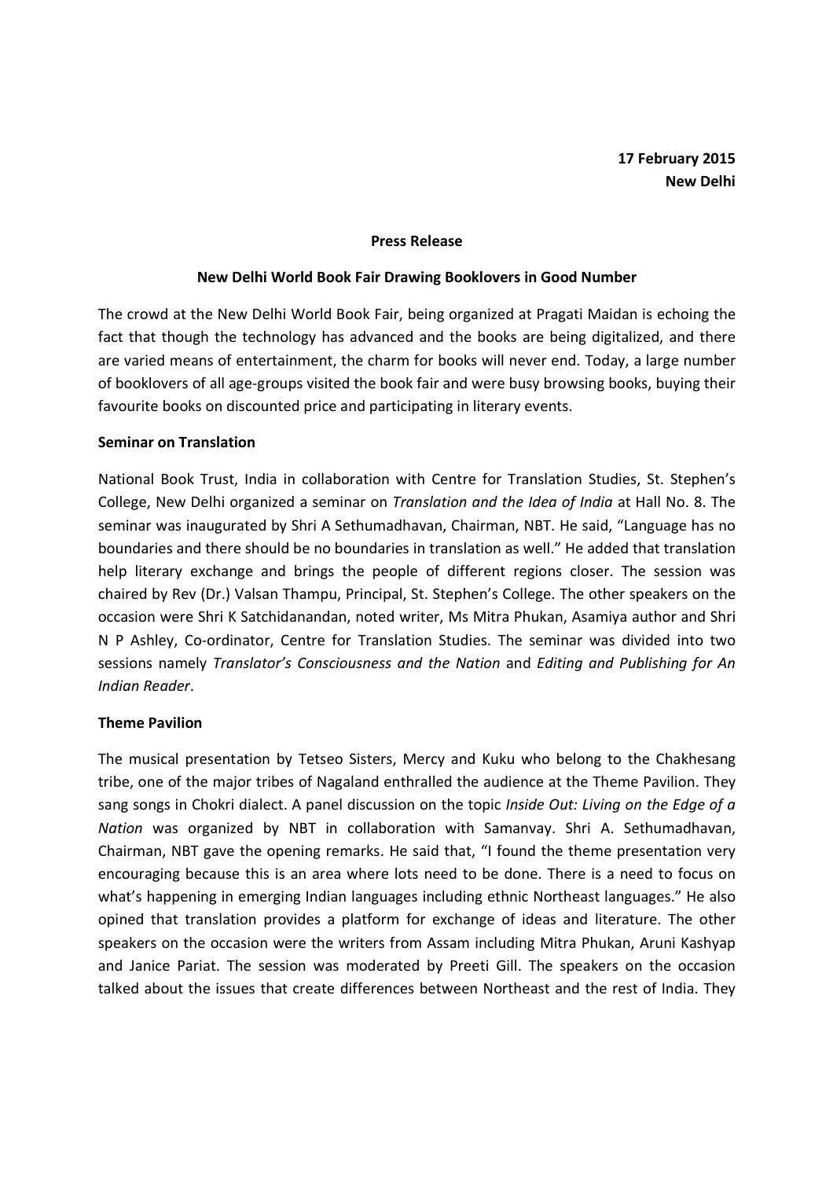**17 February 2015**
**New Delhi**

**Press Release**

**New Delhi World Book Fair Drawing Booklovers in Good Number**

The crowd at the New Delhi World Book Fair, being organized at Pragati Maidan is echoing the fact that though the technology has advanced and the books are being digitalized, and there are varied means of entertainment, the charm for books will never end. Today, a large number of booklovers of all age-groups visited the book fair and were busy browsing books, buying their favourite books on discounted price and participating in literary events.

**Seminar on Translation**

National Book Trust, India in collaboration with Centre for Translation Studies, St. Stephen's College, New Delhi organized a seminar on *Translation and the Idea of India* at Hall No. 8. The seminar was inaugurated by Shri A Sethumadhavan, Chairman, NBT. He said, "Language has no boundaries and there should be no boundaries in translation as well." He added that translation help literary exchange and brings the people of different regions closer. The session was chaired by Rev (Dr.) Valsan Thampu, Principal, St. Stephen's College. The other speakers on the occasion were Shri K Satchidanandan, noted writer, Ms Mitra Phukan, Asamiya author and Shri N P Ashley, Co-ordinator, Centre for Translation Studies. The seminar was divided into two sessions namely *Translator's Consciousness and the Nation* and *Editing and Publishing for An Indian Reader*.

**Theme Pavilion**

The musical presentation by Tetseo Sisters, Mercy and Kuku who belong to the Chakhesang tribe, one of the major tribes of Nagaland enthralled the audience at the Theme Pavilion. They sang songs in Chokri dialect. A panel discussion on the topic *Inside Out: Living on the Edge of a Nation* was organized by NBT in collaboration with Samanvay. Shri A. Sethumadhavan, Chairman, NBT gave the opening remarks. He said that, "I found the theme presentation very encouraging because this is an area where lots need to be done. There is a need to focus on what's happening in emerging Indian languages including ethnic Northeast languages." He also opined that translation provides a platform for exchange of ideas and literature. The other speakers on the occasion were the writers from Assam including Mitra Phukan, Aruni Kashyap and Janice Pariat. The session was moderated by Preeti Gill. The speakers on the occasion talked about the issues that create differences between Northeast and the rest of India. They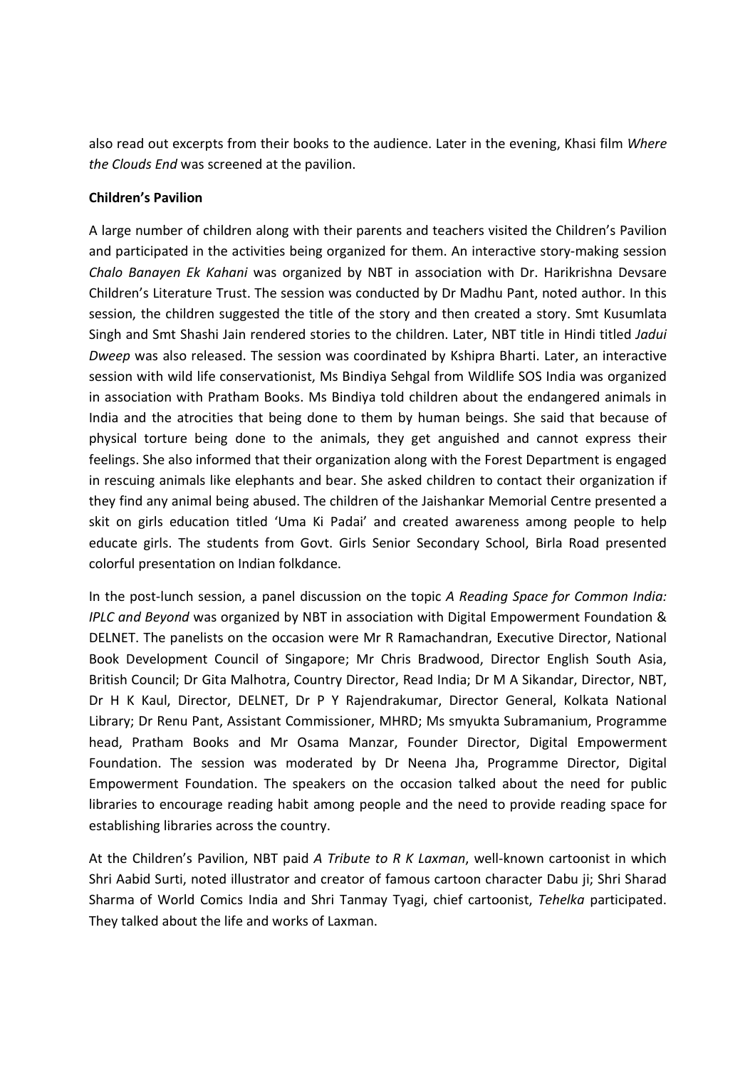also read out excerpts from their books to the audience. Later in the evening, Khasi film *Where the Clouds End* was screened at the pavilion.

**Children's Pavilion**

A large number of children along with their parents and teachers visited the Children's Pavilion and participated in the activities being organized for them. An interactive story-making session *Chalo Banayen Ek Kahani* was organized by NBT in association with Dr. Harikrishna Devsare Children's Literature Trust. The session was conducted by Dr Madhu Pant, noted author. In this session, the children suggested the title of the story and then created a story. Smt Kusumlata Singh and Smt Shashi Jain rendered stories to the children. Later, NBT title in Hindi titled *Jadui Dweep* was also released. The session was coordinated by Kshipra Bharti. Later, an interactive session with wild life conservationist, Ms Bindiya Sehgal from Wildlife SOS India was organized in association with Pratham Books. Ms Bindiya told children about the endangered animals in India and the atrocities that being done to them by human beings. She said that because of physical torture being done to the animals, they get anguished and cannot express their feelings. She also informed that their organization along with the Forest Department is engaged in rescuing animals like elephants and bear. She asked children to contact their organization if they find any animal being abused. The children of the Jaishankar Memorial Centre presented a skit on girls education titled 'Uma Ki Padai' and created awareness among people to help educate girls. The students from Govt. Girls Senior Secondary School, Birla Road presented colorful presentation on Indian folkdance.

In the post-lunch session, a panel discussion on the topic *A Reading Space for Common India: IPLC and Beyond* was organized by NBT in association with Digital Empowerment Foundation & DELNET. The panelists on the occasion were Mr R Ramachandran, Executive Director, National Book Development Council of Singapore; Mr Chris Bradwood, Director English South Asia, British Council; Dr Gita Malhotra, Country Director, Read India; Dr M A Sikandar, Director, NBT, Dr H K Kaul, Director, DELNET, Dr P Y Rajendrakumar, Director General, Kolkata National Library; Dr Renu Pant, Assistant Commissioner, MHRD; Ms smyukta Subramanium, Programme head, Pratham Books and Mr Osama Manzar, Founder Director, Digital Empowerment Foundation. The session was moderated by Dr Neena Jha, Programme Director, Digital Empowerment Foundation. The speakers on the occasion talked about the need for public libraries to encourage reading habit among people and the need to provide reading space for establishing libraries across the country.

At the Children's Pavilion, NBT paid *A Tribute to R K Laxman*, well-known cartoonist in which Shri Aabid Surti, noted illustrator and creator of famous cartoon character Dabu ji; Shri Sharad Sharma of World Comics India and Shri Tanmay Tyagi, chief cartoonist, *Tehelka* participated. They talked about the life and works of Laxman.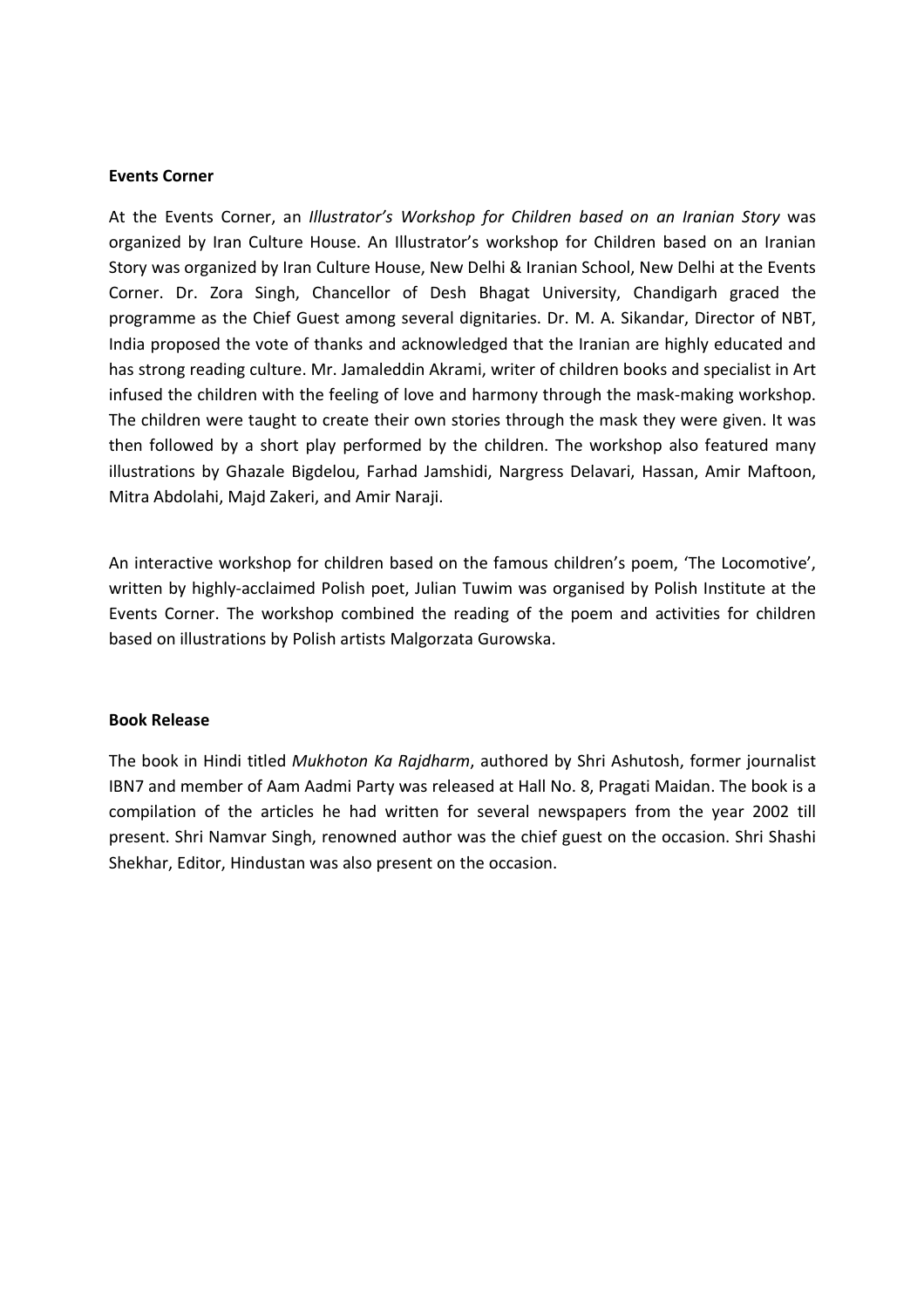**Events Corner**

At the Events Corner, an *Illustrator's Workshop for Children based on an Iranian Story* was organized by Iran Culture House. An Illustrator's workshop for Children based on an Iranian Story was organized by Iran Culture House, New Delhi & Iranian School, New Delhi at the Events Corner. Dr. Zora Singh, Chancellor of Desh Bhagat University, Chandigarh graced the programme as the Chief Guest among several dignitaries. Dr. M. A. Sikandar, Director of NBT, India proposed the vote of thanks and acknowledged that the Iranian are highly educated and has strong reading culture. Mr. Jamaleddin Akrami, writer of children books and specialist in Art infused the children with the feeling of love and harmony through the mask-making workshop. The children were taught to create their own stories through the mask they were given. It was then followed by a short play performed by the children. The workshop also featured many illustrations by Ghazale Bigdelou, Farhad Jamshidi, Nargress Delavari, Hassan, Amir Maftoon, Mitra Abdolahi, Majd Zakeri, and Amir Naraji.

An interactive workshop for children based on the famous children's poem, 'The Locomotive', written by highly-acclaimed Polish poet, Julian Tuwim was organised by Polish Institute at the Events Corner. The workshop combined the reading of the poem and activities for children based on illustrations by Polish artists Malgorzata Gurowska.

**Book Release**

The book in Hindi titled *Mukhoton Ka Rajdharm*, authored by Shri Ashutosh, former journalist IBN7 and member of Aam Aadmi Party was released at Hall No. 8, Pragati Maidan. The book is a compilation of the articles he had written for several newspapers from the year 2002 till present. Shri Namvar Singh, renowned author was the chief guest on the occasion. Shri Shashi Shekhar, Editor, Hindustan was also present on the occasion.